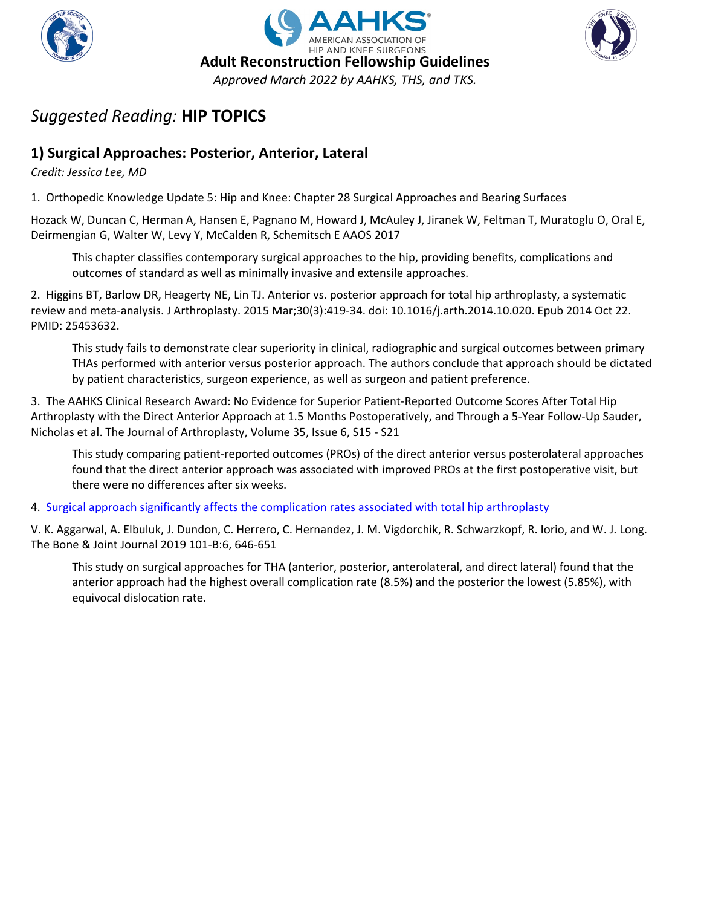**Adult Reconstruction Fellowship Guidelines**

*Approved March 2022 by AAHKS, THS, and TKS.*

# *Suggested Reading:* **HIP TOPICS**

## 1) Surgical Approaches: Posterior, Anterior, Lateral

*Credit: Jessica Lee, MD*

1. Orthopedic Knowledge Update 5: Hip and Knee: Chapter 28 Surgical Approaches and Bearing Surfaces

Hozack W, Duncan C, Herman A, Hansen E, Pagnano M, Howard J, McAuley J, Jiranek W, Feltman T, Muratoglu O, Oral E, Deirmengian G, Walter W, Levy Y, McCalden R, Schemitsch E AAOS 2017

> This chapter classifies contemporary surgical approaches to the hip, providing benefits, complications and outcomes of standard as well as minimally invasive and extensile approaches.

2. Higgins BT, Barlow DR, Heagerty NE, Lin TJ. Anterior vs. posterior approach for total hip arthroplasty, a systematic review and meta-analysis. J Arthroplasty. 2015 Mar;30(3):419-34. doi: 10.1016/j.arth.2014.10.020. Epub 2014 Oct 22. PMID: 25453632.

> This study fails to demonstrate clear superiority in clinical, radiographic and surgical outcomes between primary THAs performed with anterior versus posterior approach. The authors conclude that approach should be dictated by patient characteristics, surgeon experience, as well as surgeon and patient preference.

3. The AAHKS Clinical Research Award: No Evidence for Superior Patient-Reported Outcome Scores After Total Hip Arthroplasty with the Direct Anterior Approach at 1.5 Months Postoperatively, and Through a 5-Year Follow-Up Sauder, Nicholas et al. The Journal of Arthroplasty, Volume 35, Issue 6, S15 - S21

> This study comparing patient-reported outcomes (PROs) of the direct anterior versus posterolateral approaches found that the direct anterior approach was associated with improved PROs at the first postoperative visit, but there were no differences after six weeks.

4. Surgical approach significantly affects the complication rates associated with total hip arthroplasty

V. K. Aggarwal, A. Elbuluk, J. Dundon, C. Herrero, C. Hernandez, J. M. Vigdorchik, R. Schwarzkopf, R. Iorio, and W. J. Long. The Bone & Joint Journal 2019 101-B:6, 646-651

> This study on surgical approaches for THA (anterior, posterior, anterolateral, and direct lateral) found that the anterior approach had the highest overall complication rate (8.5%) and the posterior the lowest (5.85%), with equivocal dislocation rate.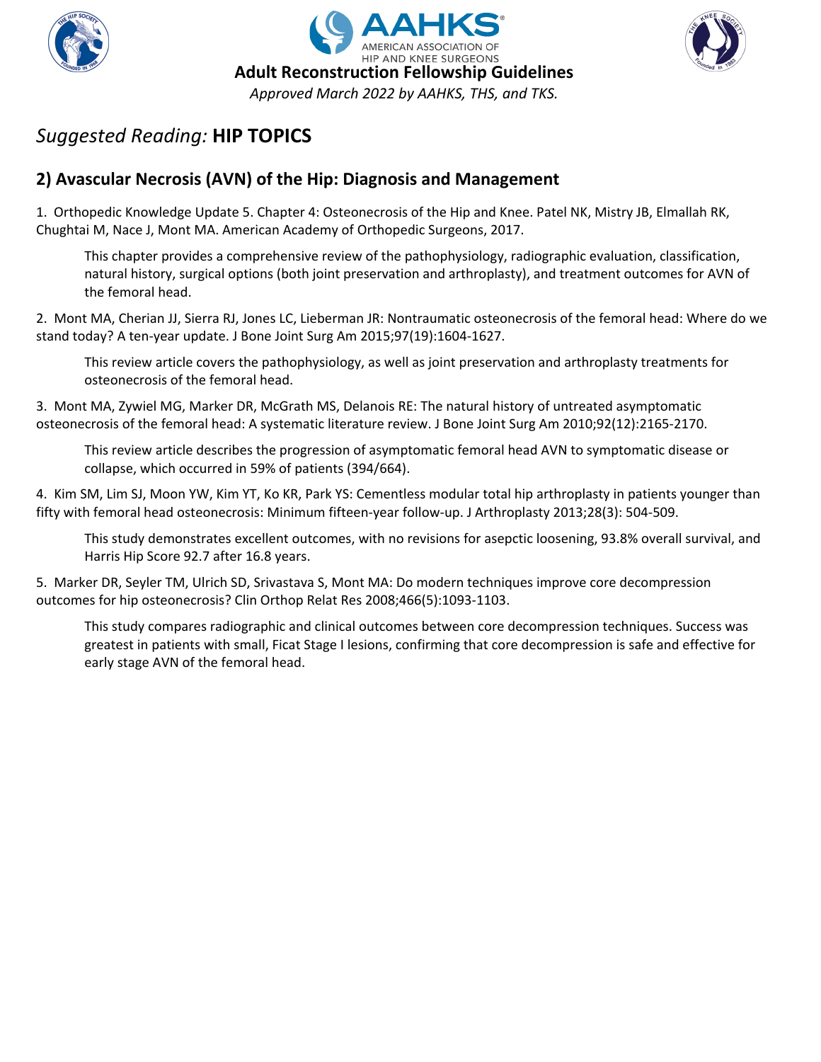## Suggested Reading: HIP TOPICS

## 2) Avascular Necrosis (AVN) of the Hip: Diagnosis and Management

1. Orthopedic Knowledge Update 5. Chapter 4: Osteonecrosis of the Hip and Knee. Patel NK, Mistry JB, Elmallah RK, Chughtai M, Nace J, Mont MA. American Academy of Orthopedic Surgeons, 2017.

   This chapter provides a comprehensive review of the pathophysiology, radiographic evaluation, classification, natural history, surgical options (both joint preservation and arthroplasty), and treatment outcomes for AVN of the femoral head.

2. Mont MA, Cherian JJ, Sierra RJ, Jones LC, Lieberman JR: Nontraumatic osteonecrosis of the femoral head: Where do we stand today? A ten-year update. J Bone Joint Surg Am 2015;97(19):1604-1627.

   This review article covers the pathophysiology, as well as joint preservation and arthroplasty treatments for osteonecrosis of the femoral head.

3. Mont MA, Zywiel MG, Marker DR, McGrath MS, Delanois RE: The natural history of untreated asymptomatic osteonecrosis of the femoral head: A systematic literature review. J Bone Joint Surg Am 2010;92(12):2165-2170.

   This review article describes the progression of asymptomatic femoral head AVN to symptomatic disease or collapse, which occurred in 59% of patients (394/664).

4. Kim SM, Lim SJ, Moon YW, Kim YT, Ko KR, Park YS: Cementless modular total hip arthroplasty in patients younger than fifty with femoral head osteonecrosis: Minimum fifteen-year follow-up. J Arthroplasty 2013;28(3): 504-509.

   This study demonstrates excellent outcomes, with no revisions for asepctic loosening, 93.8% overall survival, and Harris Hip Score 92.7 after 16.8 years.

5. Marker DR, Seyler TM, Ulrich SD, Srivastava S, Mont MA: Do modern techniques improve core decompression outcomes for hip osteonecrosis? Clin Orthop Relat Res 2008;466(5):1093-1103.

   This study compares radiographic and clinical outcomes between core decompression techniques. Success was greatest in patients with small, Ficat Stage I lesions, confirming that core decompression is safe and effective for early stage AVN of the femoral head.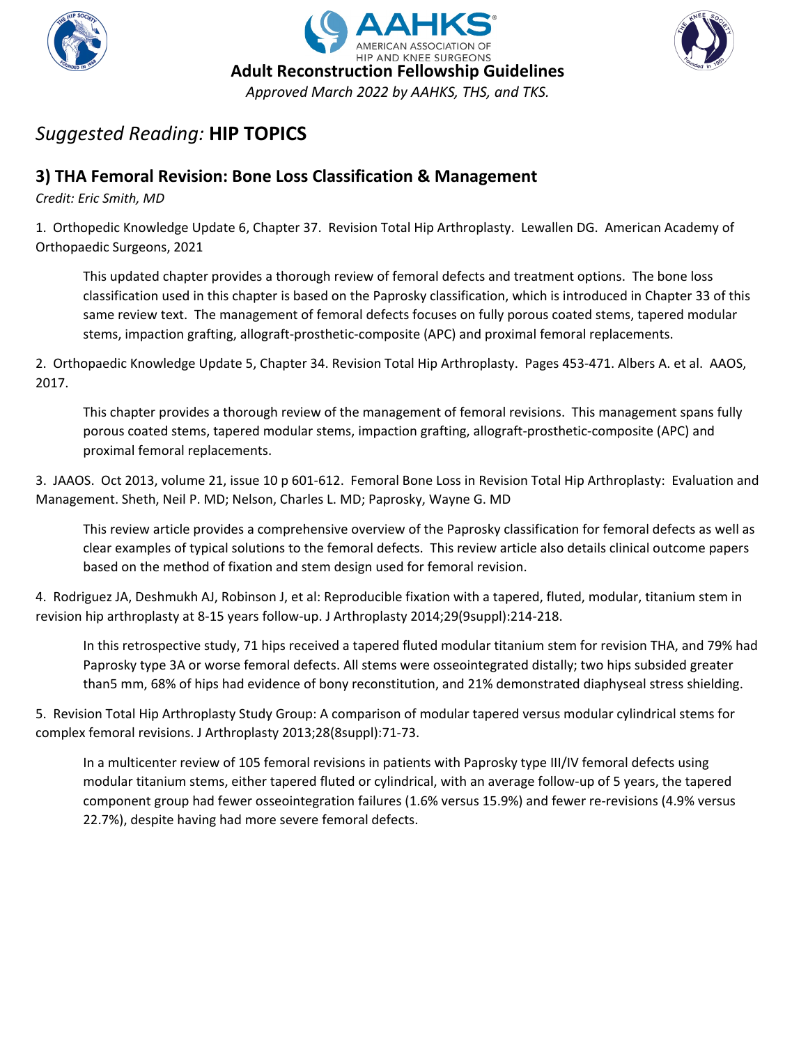# Suggested Reading: **HIP TOPICS**

## 3) THA Femoral Revision: Bone Loss Classification & Management

*Credit: Eric Smith, MD*

1. Orthopedic Knowledge Update 6, Chapter 37. Revision Total Hip Arthroplasty. Lewallen DG. American Academy of Orthopaedic Surgeons, 2021

   This updated chapter provides a thorough review of femoral defects and treatment options. The bone loss classification used in this chapter is based on the Paprosky classification, which is introduced in Chapter 33 of this same review text. The management of femoral defects focuses on fully porous coated stems, tapered modular stems, impaction grafting, allograft-prosthetic-composite (APC) and proximal femoral replacements.

2. Orthopaedic Knowledge Update 5, Chapter 34. Revision Total Hip Arthroplasty. Pages 453-471. Albers A. et al. AAOS, 2017.

   This chapter provides a thorough review of the management of femoral revisions. This management spans fully porous coated stems, tapered modular stems, impaction grafting, allograft-prosthetic-composite (APC) and proximal femoral replacements.

3. JAAOS. Oct 2013, volume 21, issue 10 p 601-612. Femoral Bone Loss in Revision Total Hip Arthroplasty: Evaluation and Management. Sheth, Neil P. MD; Nelson, Charles L. MD; Paprosky, Wayne G. MD

   This review article provides a comprehensive overview of the Paprosky classification for femoral defects as well as clear examples of typical solutions to the femoral defects. This review article also details clinical outcome papers based on the method of fixation and stem design used for femoral revision.

4. Rodriguez JA, Deshmukh AJ, Robinson J, et al: Reproducible fixation with a tapered, fluted, modular, titanium stem in revision hip arthroplasty at 8-15 years follow-up. J Arthroplasty 2014;29(9suppl):214-218.

   In this retrospective study, 71 hips received a tapered fluted modular titanium stem for revision THA, and 79% had Paprosky type 3A or worse femoral defects. All stems were osseointegrated distally; two hips subsided greater than5 mm, 68% of hips had evidence of bony reconstitution, and 21% demonstrated diaphyseal stress shielding.

5. Revision Total Hip Arthroplasty Study Group: A comparison of modular tapered versus modular cylindrical stems for complex femoral revisions. J Arthroplasty 2013;28(8suppl):71-73.

   In a multicenter review of 105 femoral revisions in patients with Paprosky type III/IV femoral defects using modular titanium stems, either tapered fluted or cylindrical, with an average follow-up of 5 years, the tapered component group had fewer osseointegration failures (1.6% versus 15.9%) and fewer re-revisions (4.9% versus 22.7%), despite having had more severe femoral defects.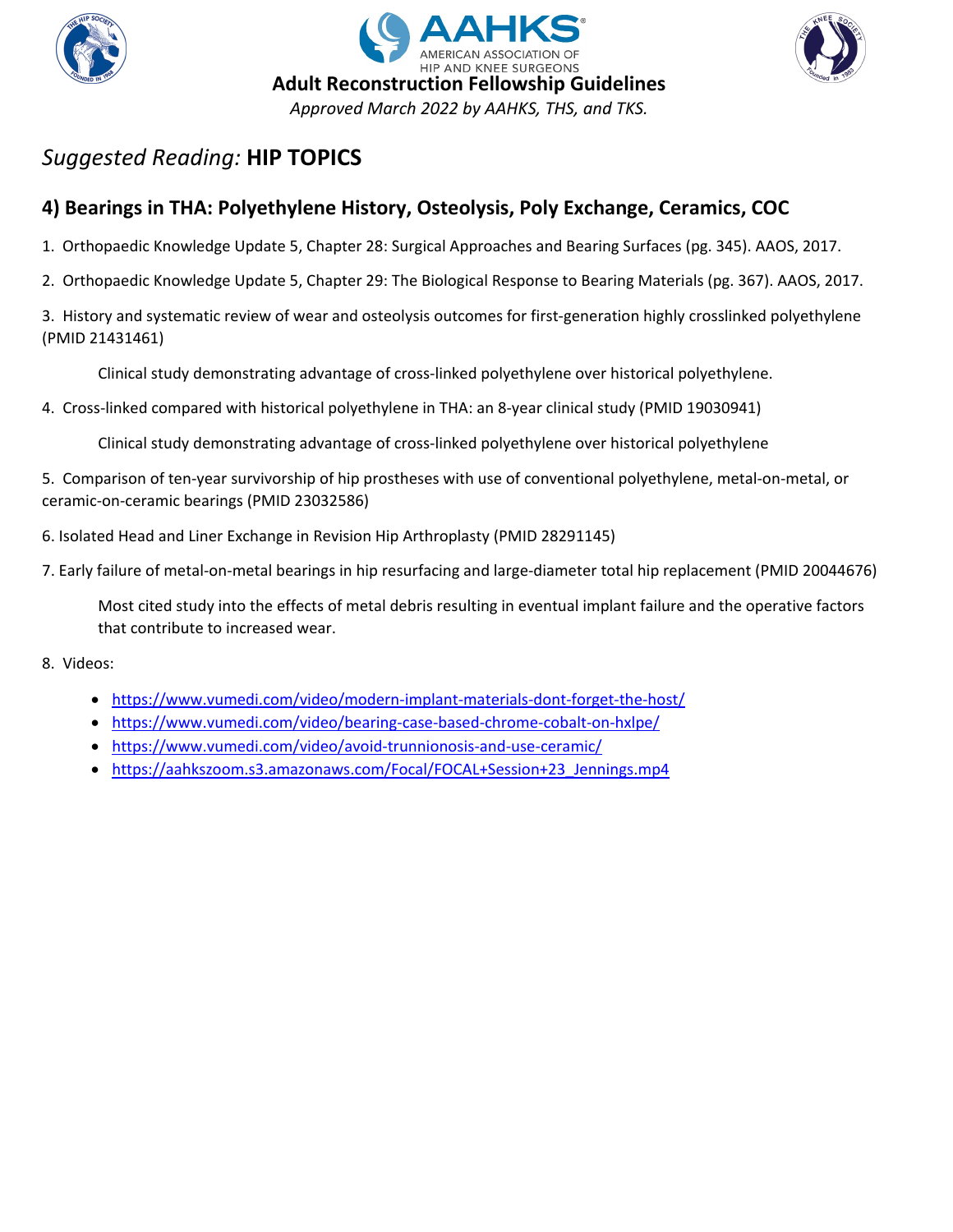# Adult Reconstruction Fellowship Guidelines

*Approved March 2022 by AAHKS, THS, and TKS.*

## *Suggested Reading:* **HIP TOPICS**

### 4) Bearings in THA: Polyethylene History, Osteolysis, Poly Exchange, Ceramics, COC

1. Orthopaedic Knowledge Update 5, Chapter 28: Surgical Approaches and Bearing Surfaces (pg. 345). AAOS, 2017.

2. Orthopaedic Knowledge Update 5, Chapter 29: The Biological Response to Bearing Materials (pg. 367). AAOS, 2017.

3. History and systematic review of wear and osteolysis outcomes for first-generation highly crosslinked polyethylene (PMID 21431461)

   Clinical study demonstrating advantage of cross-linked polyethylene over historical polyethylene.

4. Cross-linked compared with historical polyethylene in THA: an 8-year clinical study (PMID 19030941)

   Clinical study demonstrating advantage of cross-linked polyethylene over historical polyethylene

5. Comparison of ten-year survivorship of hip prostheses with use of conventional polyethylene, metal-on-metal, or ceramic-on-ceramic bearings (PMID 23032586)

6. Isolated Head and Liner Exchange in Revision Hip Arthroplasty (PMID 28291145)

7. Early failure of metal-on-metal bearings in hip resurfacing and large-diameter total hip replacement (PMID 20044676)

   Most cited study into the effects of metal debris resulting in eventual implant failure and the operative factors that contribute to increased wear.

8. Videos:
   - https://www.vumedi.com/video/modern-implant-materials-dont-forget-the-host/
   - https://www.vumedi.com/video/bearing-case-based-chrome-cobalt-on-hxlpe/
   - https://www.vumedi.com/video/avoid-trunnionosis-and-use-ceramic/
   - https://aahkszoom.s3.amazonaws.com/Focal/FOCAL+Session+23_Jennings.mp4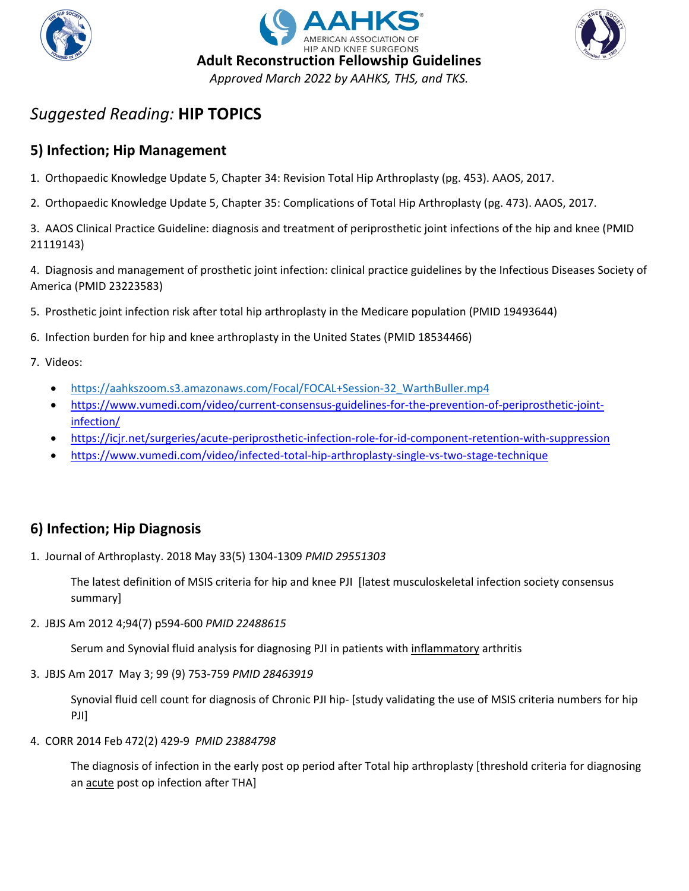# Adult Reconstruction Fellowship Guidelines

*Approved March 2022 by AAHKS, THS, and TKS.*

## *Suggested Reading:* **HIP TOPICS**

### 5) Infection; Hip Management

1. Orthopaedic Knowledge Update 5, Chapter 34: Revision Total Hip Arthroplasty (pg. 453). AAOS, 2017.

2. Orthopaedic Knowledge Update 5, Chapter 35: Complications of Total Hip Arthroplasty (pg. 473). AAOS, 2017.

3. AAOS Clinical Practice Guideline: diagnosis and treatment of periprosthetic joint infections of the hip and knee (PMID 21119143)

4. Diagnosis and management of prosthetic joint infection: clinical practice guidelines by the Infectious Diseases Society of America (PMID 23223583)

5. Prosthetic joint infection risk after total hip arthroplasty in the Medicare population (PMID 19493644)

6. Infection burden for hip and knee arthroplasty in the United States (PMID 18534466)

7. Videos:
   - https://aahkszoom.s3.amazonaws.com/Focal/FOCAL+Session-32_WarthBuller.mp4
   - https://www.vumedi.com/video/current-consensus-guidelines-for-the-prevention-of-periprosthetic-joint-infection/
   - https://icjr.net/surgeries/acute-periprosthetic-infection-role-for-id-component-retention-with-suppression
   - https://www.vumedi.com/video/infected-total-hip-arthroplasty-single-vs-two-stage-technique

### 6) Infection; Hip Diagnosis

1. Journal of Arthroplasty. 2018 May 33(5) 1304-1309 *PMID 29551303*

   The latest definition of MSIS criteria for hip and knee PJI [latest musculoskeletal infection society consensus summary]

2. JBJS Am 2012 4;94(7) p594-600 *PMID 22488615*

   Serum and Synovial fluid analysis for diagnosing PJI in patients with inflammatory arthritis

3. JBJS Am 2017 May 3; 99 (9) 753-759 *PMID 28463919*

   Synovial fluid cell count for diagnosis of Chronic PJI hip- [study validating the use of MSIS criteria numbers for hip PJI]

4. CORR 2014 Feb 472(2) 429-9 *PMID 23884798*

   The diagnosis of infection in the early post op period after Total hip arthroplasty [threshold criteria for diagnosing an acute post op infection after THA]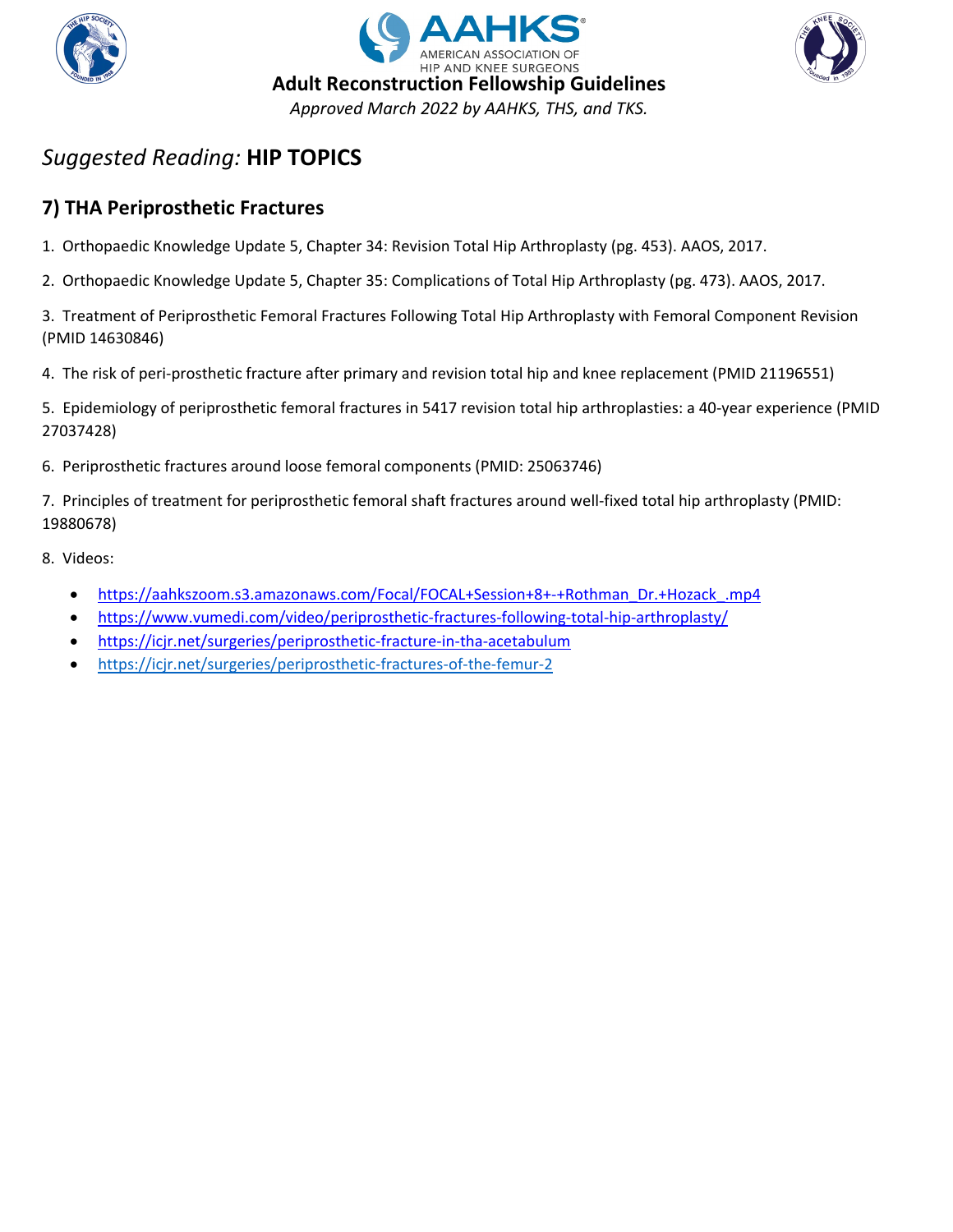# Suggested Reading: **HIP TOPICS**

## 7) THA Periprosthetic Fractures

1. Orthopaedic Knowledge Update 5, Chapter 34: Revision Total Hip Arthroplasty (pg. 453). AAOS, 2017.

2. Orthopaedic Knowledge Update 5, Chapter 35: Complications of Total Hip Arthroplasty (pg. 473). AAOS, 2017.

3. Treatment of Periprosthetic Femoral Fractures Following Total Hip Arthroplasty with Femoral Component Revision (PMID 14630846)

4. The risk of peri-prosthetic fracture after primary and revision total hip and knee replacement (PMID 21196551)

5. Epidemiology of periprosthetic femoral fractures in 5417 revision total hip arthroplasties: a 40-year experience (PMID 27037428)

6. Periprosthetic fractures around loose femoral components (PMID: 25063746)

7. Principles of treatment for periprosthetic femoral shaft fractures around well-fixed total hip arthroplasty (PMID: 19880678)

8. Videos:

- https://aahkszoom.s3.amazonaws.com/Focal/FOCAL+Session+8+-+Rothman_Dr.+Hozack_.mp4
- https://www.vumedi.com/video/periprosthetic-fractures-following-total-hip-arthroplasty/
- https://icjr.net/surgeries/periprosthetic-fracture-in-tha-acetabulum
- https://icjr.net/surgeries/periprosthetic-fractures-of-the-femur-2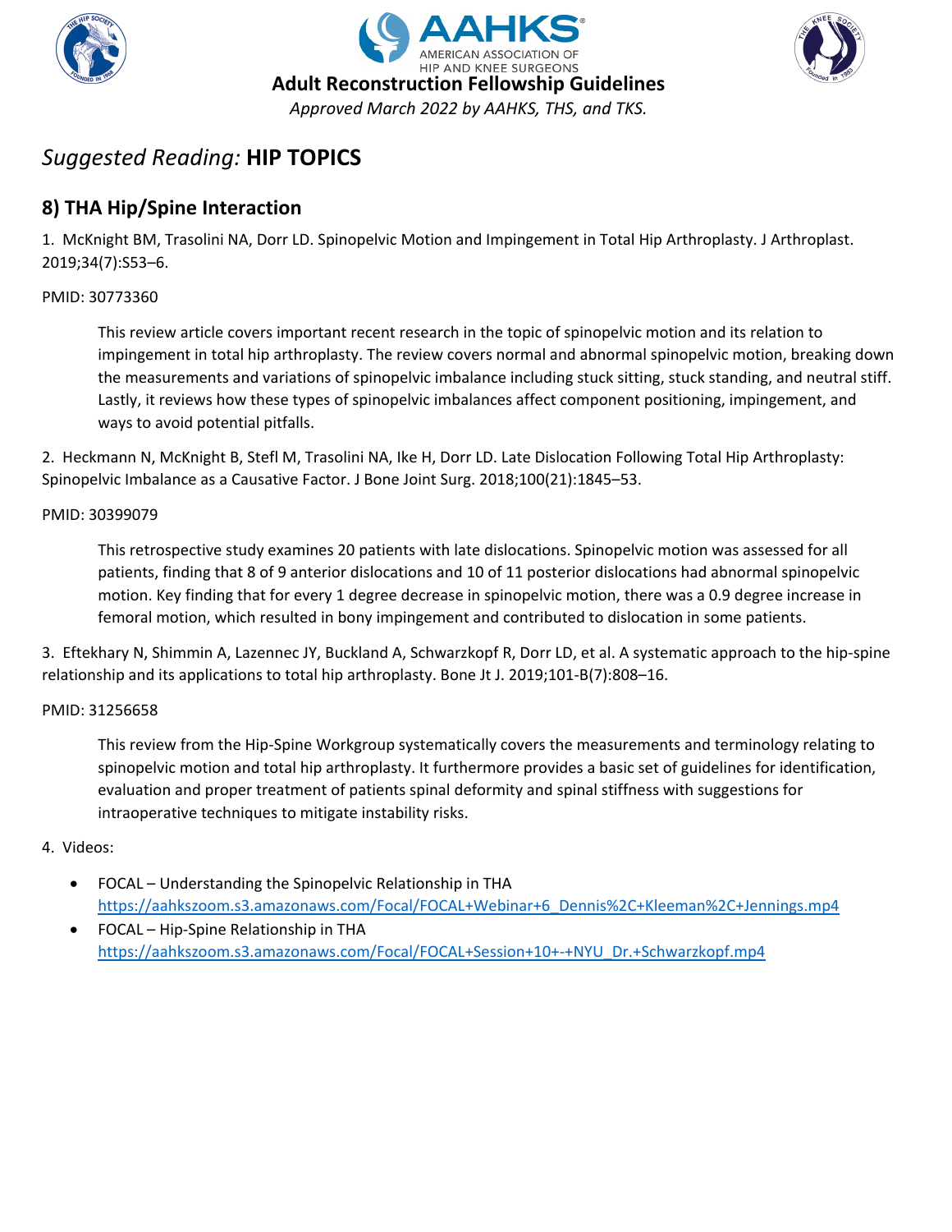# Suggested Reading: **HIP TOPICS**

## 8) THA Hip/Spine Interaction

1. McKnight BM, Trasolini NA, Dorr LD. Spinopelvic Motion and Impingement in Total Hip Arthroplasty. J Arthroplast. 2019;34(7):S53–6.

PMID: 30773360

> This review article covers important recent research in the topic of spinopelvic motion and its relation to impingement in total hip arthroplasty. The review covers normal and abnormal spinopelvic motion, breaking down the measurements and variations of spinopelvic imbalance including stuck sitting, stuck standing, and neutral stiff. Lastly, it reviews how these types of spinopelvic imbalances affect component positioning, impingement, and ways to avoid potential pitfalls.

2. Heckmann N, McKnight B, Stefl M, Trasolini NA, Ike H, Dorr LD. Late Dislocation Following Total Hip Arthroplasty: Spinopelvic Imbalance as a Causative Factor. J Bone Joint Surg. 2018;100(21):1845–53.

PMID: 30399079

> This retrospective study examines 20 patients with late dislocations. Spinopelvic motion was assessed for all patients, finding that 8 of 9 anterior dislocations and 10 of 11 posterior dislocations had abnormal spinopelvic motion. Key finding that for every 1 degree decrease in spinopelvic motion, there was a 0.9 degree increase in femoral motion, which resulted in bony impingement and contributed to dislocation in some patients.

3. Eftekhary N, Shimmin A, Lazennec JY, Buckland A, Schwarzkopf R, Dorr LD, et al. A systematic approach to the hip-spine relationship and its applications to total hip arthroplasty. Bone Jt J. 2019;101-B(7):808–16.

PMID: 31256658

> This review from the Hip-Spine Workgroup systematically covers the measurements and terminology relating to spinopelvic motion and total hip arthroplasty. It furthermore provides a basic set of guidelines for identification, evaluation and proper treatment of patients spinal deformity and spinal stiffness with suggestions for intraoperative techniques to mitigate instability risks.

4. Videos:

- FOCAL – Understanding the Spinopelvic Relationship in THA
  https://aahkszoom.s3.amazonaws.com/Focal/FOCAL+Webinar+6_Dennis%2C+Kleeman%2C+Jennings.mp4
- FOCAL – Hip-Spine Relationship in THA
  https://aahkszoom.s3.amazonaws.com/Focal/FOCAL+Session+10+-+NYU_Dr.+Schwarzkopf.mp4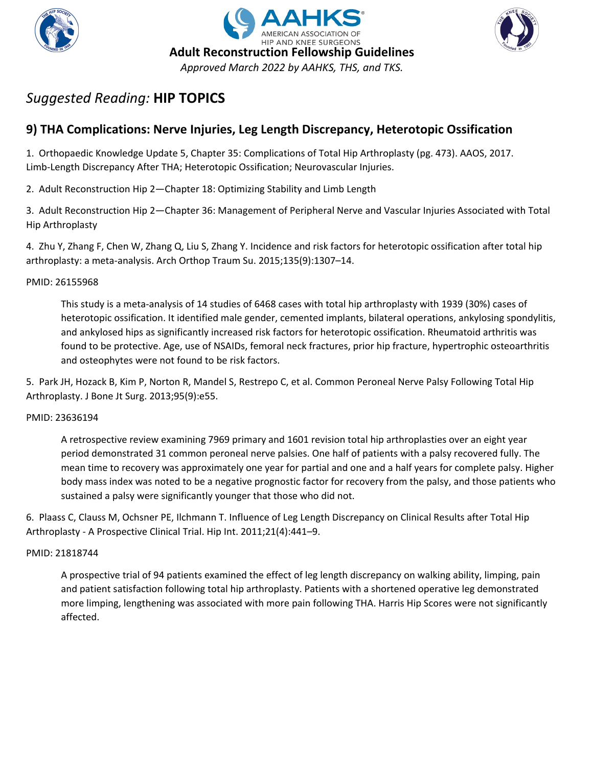# Suggested Reading: **HIP TOPICS**

## 9) THA Complications: Nerve Injuries, Leg Length Discrepancy, Heterotopic Ossification

1. Orthopaedic Knowledge Update 5, Chapter 35: Complications of Total Hip Arthroplasty (pg. 473). AAOS, 2017. Limb-Length Discrepancy After THA; Heterotopic Ossification; Neurovascular Injuries.

2. Adult Reconstruction Hip 2—Chapter 18: Optimizing Stability and Limb Length

3. Adult Reconstruction Hip 2—Chapter 36: Management of Peripheral Nerve and Vascular Injuries Associated with Total Hip Arthroplasty

4. Zhu Y, Zhang F, Chen W, Zhang Q, Liu S, Zhang Y. Incidence and risk factors for heterotopic ossification after total hip arthroplasty: a meta-analysis. Arch Orthop Traum Su. 2015;135(9):1307–14.

PMID: 26155968

> This study is a meta-analysis of 14 studies of 6468 cases with total hip arthroplasty with 1939 (30%) cases of heterotopic ossification. It identified male gender, cemented implants, bilateral operations, ankylosing spondylitis, and ankylosed hips as significantly increased risk factors for heterotopic ossification. Rheumatoid arthritis was found to be protective. Age, use of NSAIDs, femoral neck fractures, prior hip fracture, hypertrophic osteoarthritis and osteophytes were not found to be risk factors.

5. Park JH, Hozack B, Kim P, Norton R, Mandel S, Restrepo C, et al. Common Peroneal Nerve Palsy Following Total Hip Arthroplasty. J Bone Jt Surg. 2013;95(9):e55.

PMID: 23636194

> A retrospective review examining 7969 primary and 1601 revision total hip arthroplasties over an eight year period demonstrated 31 common peroneal nerve palsies. One half of patients with a palsy recovered fully. The mean time to recovery was approximately one year for partial and one and a half years for complete palsy. Higher body mass index was noted to be a negative prognostic factor for recovery from the palsy, and those patients who sustained a palsy were significantly younger that those who did not.

6. Plaass C, Clauss M, Ochsner PE, Ilchmann T. Influence of Leg Length Discrepancy on Clinical Results after Total Hip Arthroplasty - A Prospective Clinical Trial. Hip Int. 2011;21(4):441–9.

PMID: 21818744

> A prospective trial of 94 patients examined the effect of leg length discrepancy on walking ability, limping, pain and patient satisfaction following total hip arthroplasty. Patients with a shortened operative leg demonstrated more limping, lengthening was associated with more pain following THA. Harris Hip Scores were not significantly affected.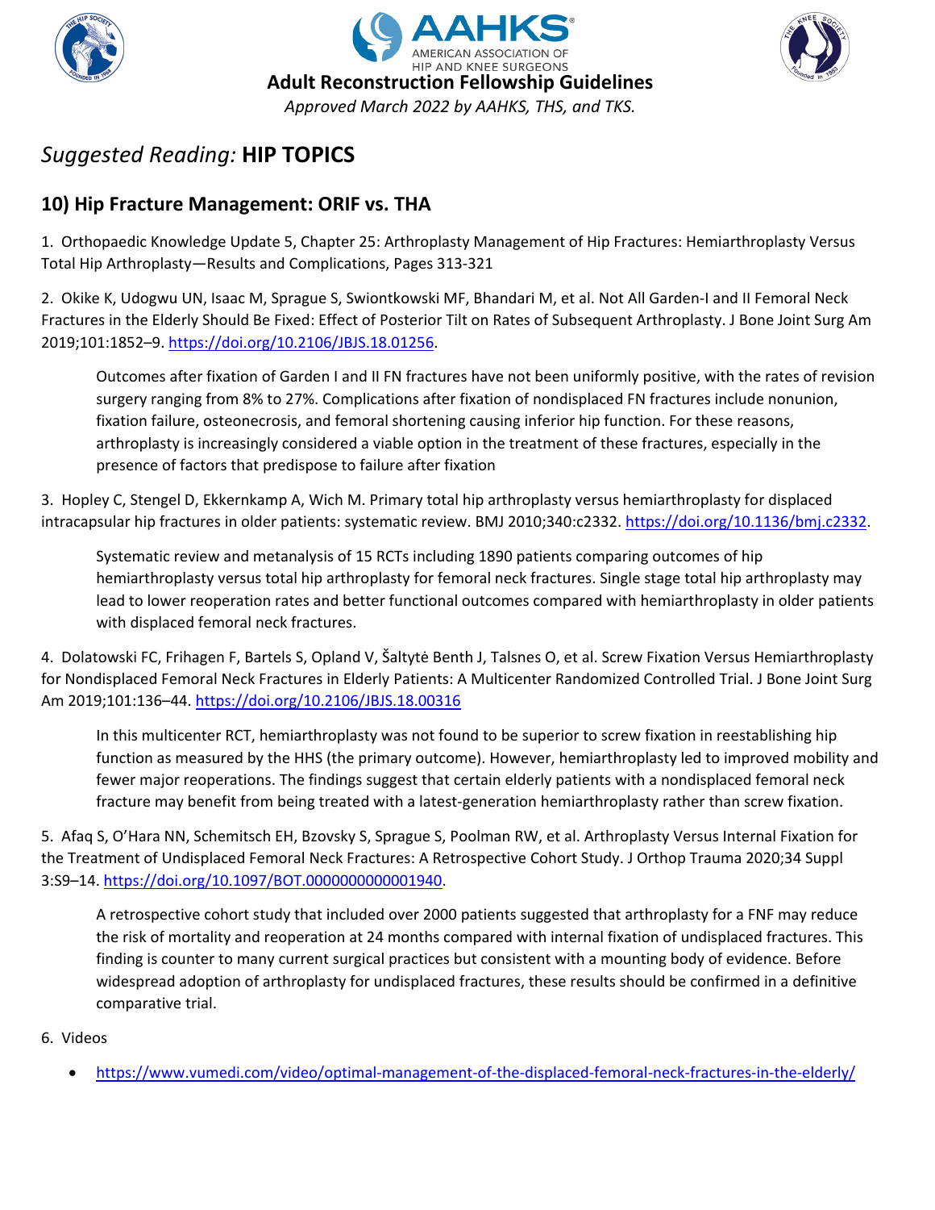## Suggested Reading: HIP TOPICS

### 10) Hip Fracture Management: ORIF vs. THA

1. Orthopaedic Knowledge Update 5, Chapter 25: Arthroplasty Management of Hip Fractures: Hemiarthroplasty Versus Total Hip Arthroplasty—Results and Complications, Pages 313-321

2. Okike K, Udogwu UN, Isaac M, Sprague S, Swiontkowski MF, Bhandari M, et al. Not All Garden-I and II Femoral Neck Fractures in the Elderly Should Be Fixed: Effect of Posterior Tilt on Rates of Subsequent Arthroplasty. J Bone Joint Surg Am 2019;101:1852–9. https://doi.org/10.2106/JBJS.18.01256.

   Outcomes after fixation of Garden I and II FN fractures have not been uniformly positive, with the rates of revision surgery ranging from 8% to 27%. Complications after fixation of nondisplaced FN fractures include nonunion, fixation failure, osteonecrosis, and femoral shortening causing inferior hip function. For these reasons, arthroplasty is increasingly considered a viable option in the treatment of these fractures, especially in the presence of factors that predispose to failure after fixation

3. Hopley C, Stengel D, Ekkernkamp A, Wich M. Primary total hip arthroplasty versus hemiarthroplasty for displaced intracapsular hip fractures in older patients: systematic review. BMJ 2010;340:c2332. https://doi.org/10.1136/bmj.c2332.

   Systematic review and metanalysis of 15 RCTs including 1890 patients comparing outcomes of hip hemiarthroplasty versus total hip arthroplasty for femoral neck fractures. Single stage total hip arthroplasty may lead to lower reoperation rates and better functional outcomes compared with hemiarthroplasty in older patients with displaced femoral neck fractures.

4. Dolatowski FC, Frihagen F, Bartels S, Opland V, Šaltytė Benth J, Talsnes O, et al. Screw Fixation Versus Hemiarthroplasty for Nondisplaced Femoral Neck Fractures in Elderly Patients: A Multicenter Randomized Controlled Trial. J Bone Joint Surg Am 2019;101:136–44. https://doi.org/10.2106/JBJS.18.00316

   In this multicenter RCT, hemiarthroplasty was not found to be superior to screw fixation in reestablishing hip function as measured by the HHS (the primary outcome). However, hemiarthroplasty led to improved mobility and fewer major reoperations. The findings suggest that certain elderly patients with a nondisplaced femoral neck fracture may benefit from being treated with a latest-generation hemiarthroplasty rather than screw fixation.

5. Afaq S, O'Hara NN, Schemitsch EH, Bzovsky S, Sprague S, Poolman RW, et al. Arthroplasty Versus Internal Fixation for the Treatment of Undisplaced Femoral Neck Fractures: A Retrospective Cohort Study. J Orthop Trauma 2020;34 Suppl 3:S9–14. https://doi.org/10.1097/BOT.0000000000001940.

   A retrospective cohort study that included over 2000 patients suggested that arthroplasty for a FNF may reduce the risk of mortality and reoperation at 24 months compared with internal fixation of undisplaced fractures. This finding is counter to many current surgical practices but consistent with a mounting body of evidence. Before widespread adoption of arthroplasty for undisplaced fractures, these results should be confirmed in a definitive comparative trial.

6. Videos

   - https://www.vumedi.com/video/optimal-management-of-the-displaced-femoral-neck-fractures-in-the-elderly/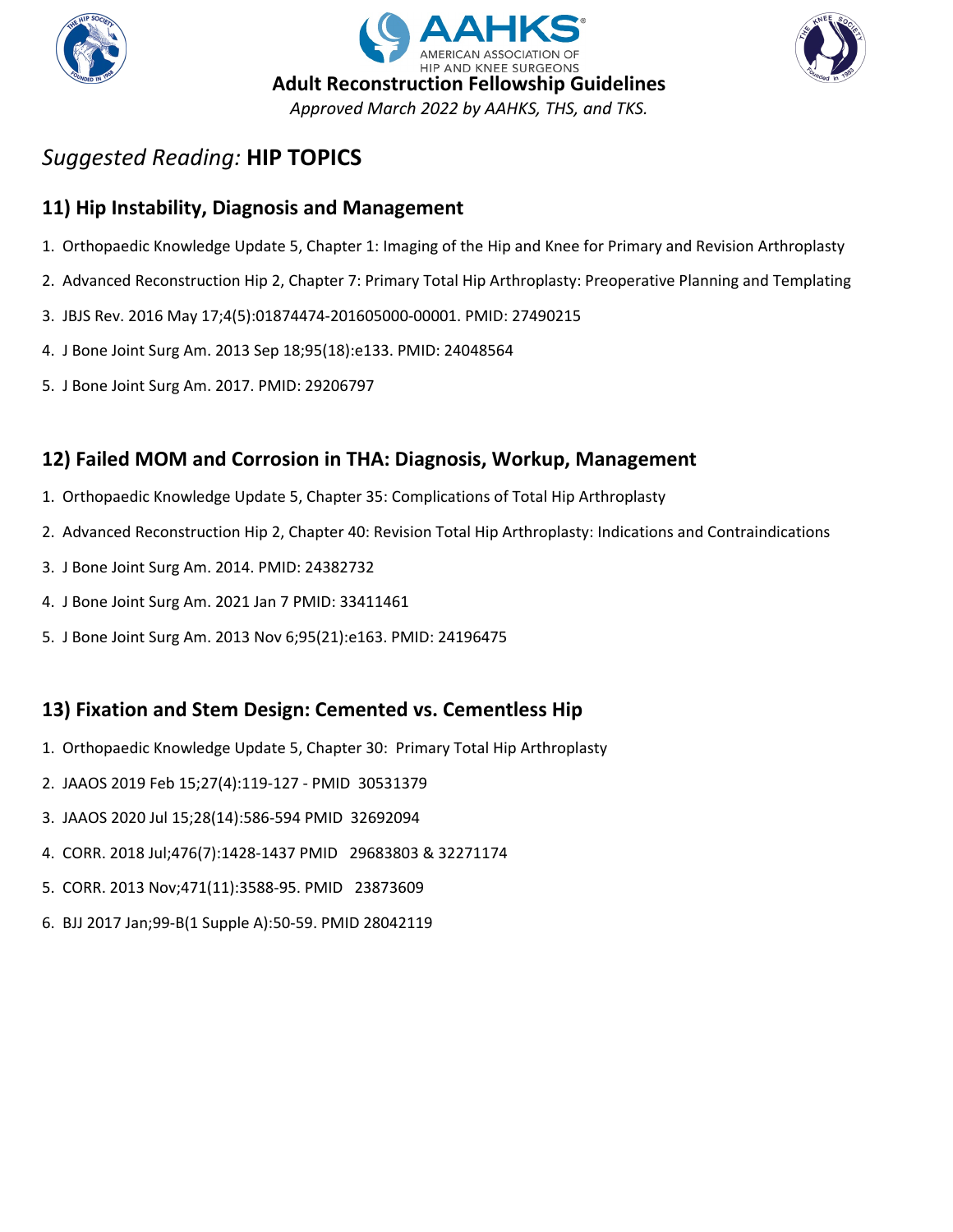*Suggested Reading:* **HIP TOPICS**

## 11) Hip Instability, Diagnosis and Management

1. Orthopaedic Knowledge Update 5, Chapter 1: Imaging of the Hip and Knee for Primary and Revision Arthroplasty
2. Advanced Reconstruction Hip 2, Chapter 7: Primary Total Hip Arthroplasty: Preoperative Planning and Templating
3. JBJS Rev. 2016 May 17;4(5):01874474-201605000-00001. PMID: 27490215
4. J Bone Joint Surg Am. 2013 Sep 18;95(18):e133. PMID: 24048564
5. J Bone Joint Surg Am. 2017. PMID: 29206797

## 12) Failed MOM and Corrosion in THA: Diagnosis, Workup, Management

1. Orthopaedic Knowledge Update 5, Chapter 35: Complications of Total Hip Arthroplasty
2. Advanced Reconstruction Hip 2, Chapter 40: Revision Total Hip Arthroplasty: Indications and Contraindications
3. J Bone Joint Surg Am. 2014. PMID: 24382732
4. J Bone Joint Surg Am. 2021 Jan 7 PMID: 33411461
5. J Bone Joint Surg Am. 2013 Nov 6;95(21):e163. PMID: 24196475

## 13) Fixation and Stem Design: Cemented vs. Cementless Hip

1. Orthopaedic Knowledge Update 5, Chapter 30: Primary Total Hip Arthroplasty
2. JAAOS 2019 Feb 15;27(4):119-127 - PMID 30531379
3. JAAOS 2020 Jul 15;28(14):586-594 PMID 32692094
4. CORR. 2018 Jul;476(7):1428-1437 PMID 29683803 & 32271174
5. CORR. 2013 Nov;471(11):3588-95. PMID 23873609
6. BJJ 2017 Jan;99-B(1 Supple A):50-59. PMID 28042119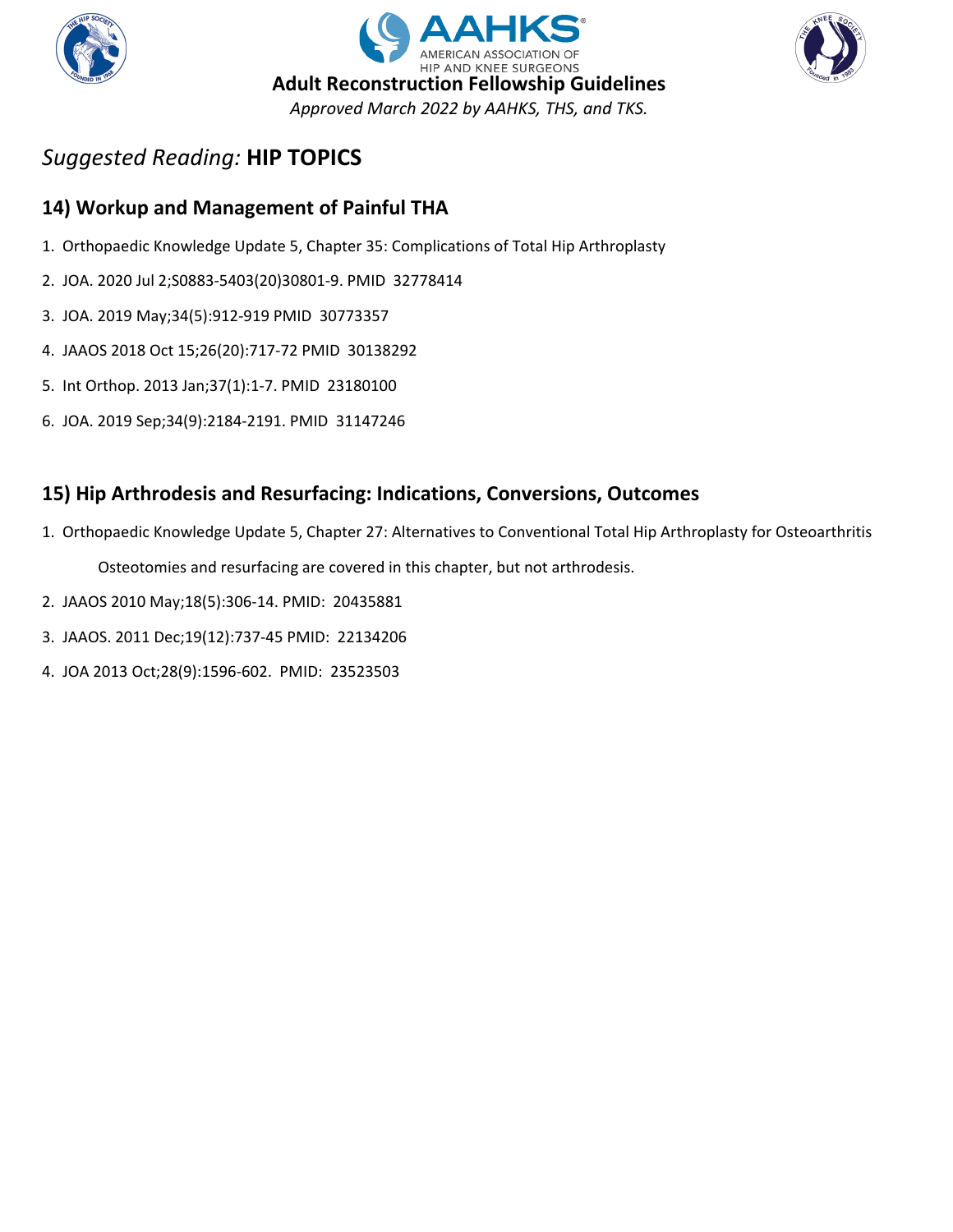## Suggested Reading: **HIP TOPICS**

### 14) Workup and Management of Painful THA

1. Orthopaedic Knowledge Update 5, Chapter 35: Complications of Total Hip Arthroplasty
2. JOA. 2020 Jul 2;S0883-5403(20)30801-9. PMID 32778414
3. JOA. 2019 May;34(5):912-919 PMID 30773357
4. JAAOS 2018 Oct 15;26(20):717-72 PMID 30138292
5. Int Orthop. 2013 Jan;37(1):1-7. PMID 23180100
6. JOA. 2019 Sep;34(9):2184-2191. PMID 31147246

### 15) Hip Arthrodesis and Resurfacing: Indications, Conversions, Outcomes

1. Orthopaedic Knowledge Update 5, Chapter 27: Alternatives to Conventional Total Hip Arthroplasty for Osteoarthritis

   Osteotomies and resurfacing are covered in this chapter, but not arthrodesis.

2. JAAOS 2010 May;18(5):306-14. PMID: 20435881
3. JAAOS. 2011 Dec;19(12):737-45 PMID: 22134206
4. JOA 2013 Oct;28(9):1596-602. PMID: 23523503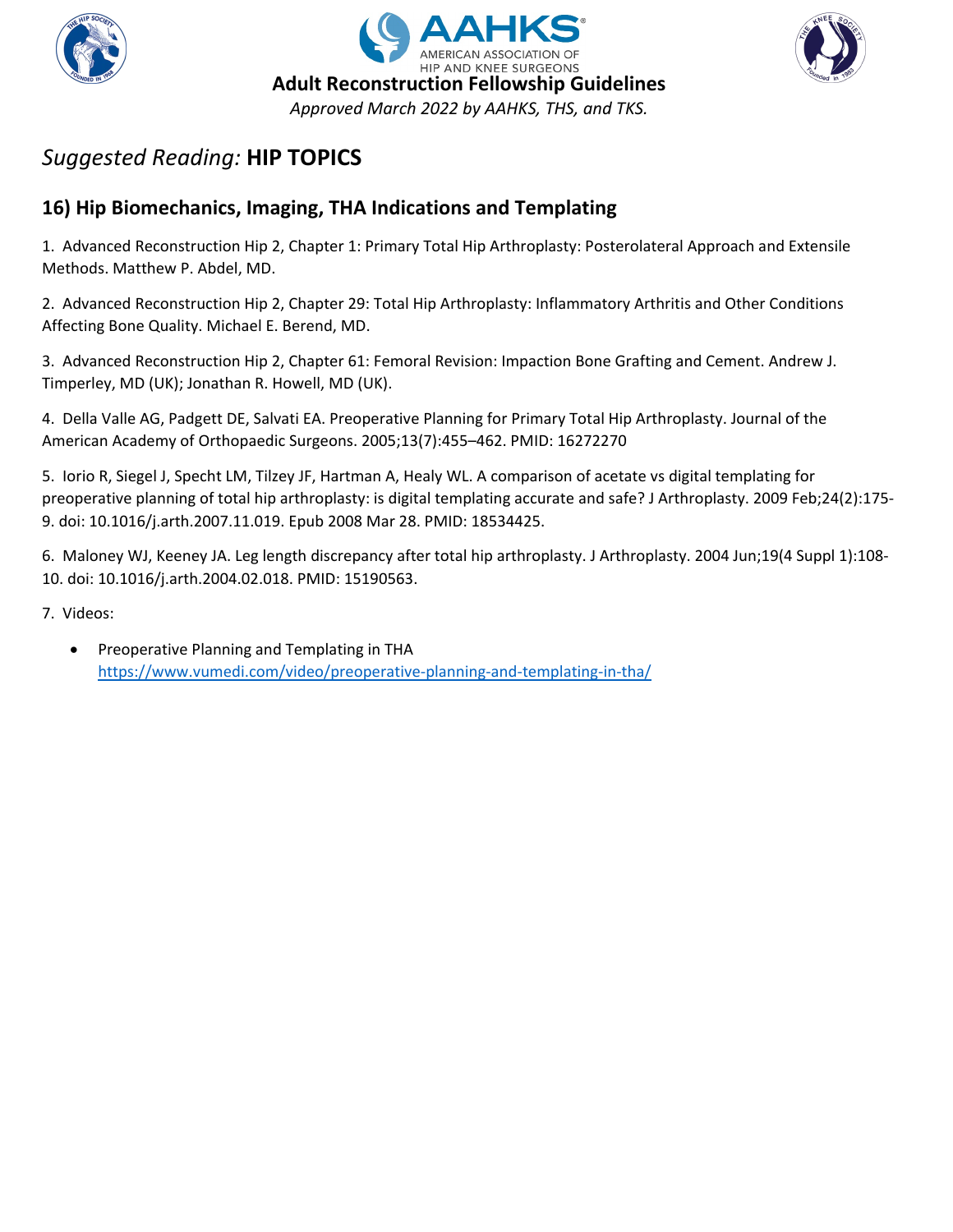# *Suggested Reading:* **HIP TOPICS**

## 16) Hip Biomechanics, Imaging, THA Indications and Templating

1. Advanced Reconstruction Hip 2, Chapter 1: Primary Total Hip Arthroplasty: Posterolateral Approach and Extensile Methods. Matthew P. Abdel, MD.

2. Advanced Reconstruction Hip 2, Chapter 29: Total Hip Arthroplasty: Inflammatory Arthritis and Other Conditions Affecting Bone Quality. Michael E. Berend, MD.

3. Advanced Reconstruction Hip 2, Chapter 61: Femoral Revision: Impaction Bone Grafting and Cement. Andrew J. Timperley, MD (UK); Jonathan R. Howell, MD (UK).

4. Della Valle AG, Padgett DE, Salvati EA. Preoperative Planning for Primary Total Hip Arthroplasty. Journal of the American Academy of Orthopaedic Surgeons. 2005;13(7):455–462. PMID: 16272270

5. Iorio R, Siegel J, Specht LM, Tilzey JF, Hartman A, Healy WL. A comparison of acetate vs digital templating for preoperative planning of total hip arthroplasty: is digital templating accurate and safe? J Arthroplasty. 2009 Feb;24(2):175-9. doi: 10.1016/j.arth.2007.11.019. Epub 2008 Mar 28. PMID: 18534425.

6. Maloney WJ, Keeney JA. Leg length discrepancy after total hip arthroplasty. J Arthroplasty. 2004 Jun;19(4 Suppl 1):108-10. doi: 10.1016/j.arth.2004.02.018. PMID: 15190563.

7. Videos:
   - Preoperative Planning and Templating in THA https://www.vumedi.com/video/preoperative-planning-and-templating-in-tha/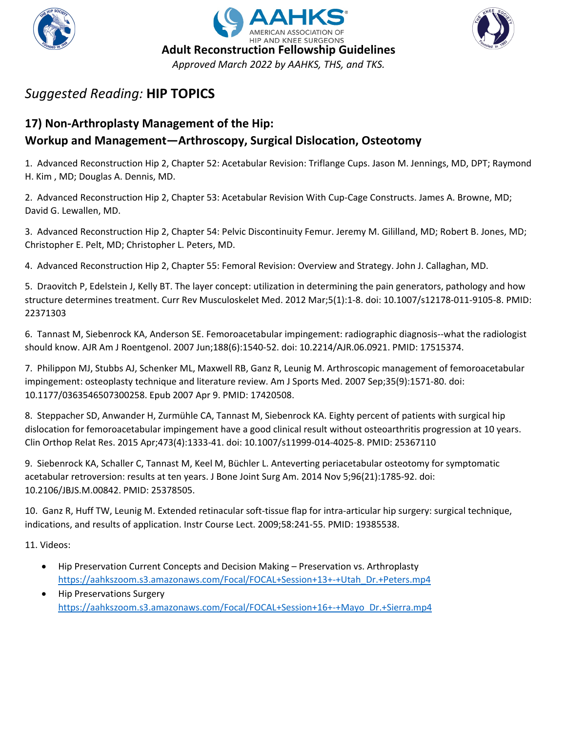## Suggested Reading: **HIP TOPICS**

### 17) Non-Arthroplasty Management of the Hip: Workup and Management—Arthroscopy, Surgical Dislocation, Osteotomy

1. Advanced Reconstruction Hip 2, Chapter 52: Acetabular Revision: Triflange Cups. Jason M. Jennings, MD, DPT; Raymond H. Kim , MD; Douglas A. Dennis, MD.

2. Advanced Reconstruction Hip 2, Chapter 53: Acetabular Revision With Cup-Cage Constructs. James A. Browne, MD; David G. Lewallen, MD.

3. Advanced Reconstruction Hip 2, Chapter 54: Pelvic Discontinuity Femur. Jeremy M. Gililland, MD; Robert B. Jones, MD; Christopher E. Pelt, MD; Christopher L. Peters, MD.

4. Advanced Reconstruction Hip 2, Chapter 55: Femoral Revision: Overview and Strategy. John J. Callaghan, MD.

5. Draovitch P, Edelstein J, Kelly BT. The layer concept: utilization in determining the pain generators, pathology and how structure determines treatment. Curr Rev Musculoskelet Med. 2012 Mar;5(1):1-8. doi: 10.1007/s12178-011-9105-8. PMID: 22371303

6. Tannast M, Siebenrock KA, Anderson SE. Femoroacetabular impingement: radiographic diagnosis--what the radiologist should know. AJR Am J Roentgenol. 2007 Jun;188(6):1540-52. doi: 10.2214/AJR.06.0921. PMID: 17515374.

7. Philippon MJ, Stubbs AJ, Schenker ML, Maxwell RB, Ganz R, Leunig M. Arthroscopic management of femoroacetabular impingement: osteoplasty technique and literature review. Am J Sports Med. 2007 Sep;35(9):1571-80. doi: 10.1177/0363546507300258. Epub 2007 Apr 9. PMID: 17420508.

8. Steppacher SD, Anwander H, Zurmühle CA, Tannast M, Siebenrock KA. Eighty percent of patients with surgical hip dislocation for femoroacetabular impingement have a good clinical result without osteoarthritis progression at 10 years. Clin Orthop Relat Res. 2015 Apr;473(4):1333-41. doi: 10.1007/s11999-014-4025-8. PMID: 25367110

9. Siebenrock KA, Schaller C, Tannast M, Keel M, Büchler L. Anteverting periacetabular osteotomy for symptomatic acetabular retroversion: results at ten years. J Bone Joint Surg Am. 2014 Nov 5;96(21):1785-92. doi: 10.2106/JBJS.M.00842. PMID: 25378505.

10. Ganz R, Huff TW, Leunig M. Extended retinacular soft-tissue flap for intra-articular hip surgery: surgical technique, indications, and results of application. Instr Course Lect. 2009;58:241-55. PMID: 19385538.

11. Videos:

- Hip Preservation Current Concepts and Decision Making – Preservation vs. Arthroplasty https://aahkszoom.s3.amazonaws.com/Focal/FOCAL+Session+13+-+Utah_Dr.+Peters.mp4
- Hip Preservations Surgery https://aahkszoom.s3.amazonaws.com/Focal/FOCAL+Session+16+-+Mayo_Dr.+Sierra.mp4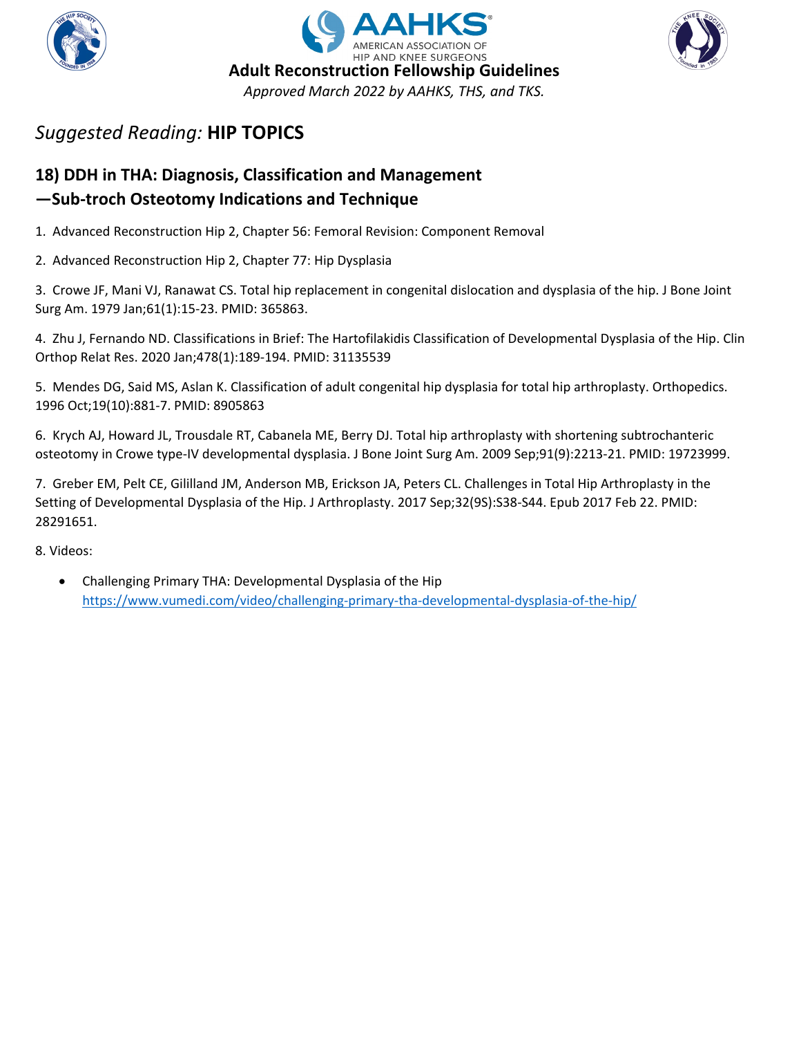# Adult Reconstruction Fellowship Guidelines

*Approved March 2022 by AAHKS, THS, and TKS.*

## *Suggested Reading:* **HIP TOPICS**

### 18) DDH in THA: Diagnosis, Classification and Management —Sub-troch Osteotomy Indications and Technique

1. Advanced Reconstruction Hip 2, Chapter 56: Femoral Revision: Component Removal

2. Advanced Reconstruction Hip 2, Chapter 77: Hip Dysplasia

3. Crowe JF, Mani VJ, Ranawat CS. Total hip replacement in congenital dislocation and dysplasia of the hip. J Bone Joint Surg Am. 1979 Jan;61(1):15-23. PMID: 365863.

4. Zhu J, Fernando ND. Classifications in Brief: The Hartofilakidis Classification of Developmental Dysplasia of the Hip. Clin Orthop Relat Res. 2020 Jan;478(1):189-194. PMID: 31135539

5. Mendes DG, Said MS, Aslan K. Classification of adult congenital hip dysplasia for total hip arthroplasty. Orthopedics. 1996 Oct;19(10):881-7. PMID: 8905863

6. Krych AJ, Howard JL, Trousdale RT, Cabanela ME, Berry DJ. Total hip arthroplasty with shortening subtrochanteric osteotomy in Crowe type-IV developmental dysplasia. J Bone Joint Surg Am. 2009 Sep;91(9):2213-21. PMID: 19723999.

7. Greber EM, Pelt CE, Gililland JM, Anderson MB, Erickson JA, Peters CL. Challenges in Total Hip Arthroplasty in the Setting of Developmental Dysplasia of the Hip. J Arthroplasty. 2017 Sep;32(9S):S38-S44. Epub 2017 Feb 22. PMID: 28291651.

8. Videos:

- Challenging Primary THA: Developmental Dysplasia of the Hip https://www.vumedi.com/video/challenging-primary-tha-developmental-dysplasia-of-the-hip/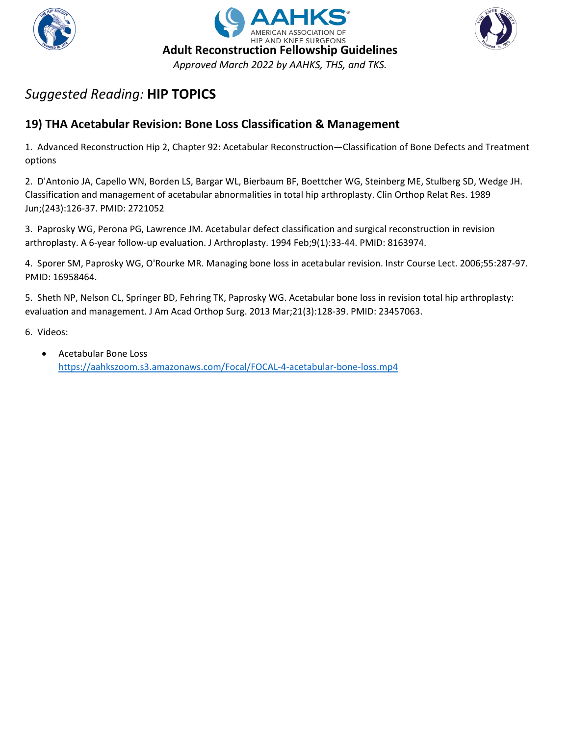# Adult Reconstruction Fellowship Guidelines

*Approved March 2022 by AAHKS, THS, and TKS.*

## *Suggested Reading:* **HIP TOPICS**

### 19) THA Acetabular Revision: Bone Loss Classification & Management

1. Advanced Reconstruction Hip 2, Chapter 92: Acetabular Reconstruction—Classification of Bone Defects and Treatment options

2. D'Antonio JA, Capello WN, Borden LS, Bargar WL, Bierbaum BF, Boettcher WG, Steinberg ME, Stulberg SD, Wedge JH. Classification and management of acetabular abnormalities in total hip arthroplasty. Clin Orthop Relat Res. 1989 Jun;(243):126-37. PMID: 2721052

3. Paprosky WG, Perona PG, Lawrence JM. Acetabular defect classification and surgical reconstruction in revision arthroplasty. A 6-year follow-up evaluation. J Arthroplasty. 1994 Feb;9(1):33-44. PMID: 8163974.

4. Sporer SM, Paprosky WG, O'Rourke MR. Managing bone loss in acetabular revision. Instr Course Lect. 2006;55:287-97. PMID: 16958464.

5. Sheth NP, Nelson CL, Springer BD, Fehring TK, Paprosky WG. Acetabular bone loss in revision total hip arthroplasty: evaluation and management. J Am Acad Orthop Surg. 2013 Mar;21(3):128-39. PMID: 23457063.

6. Videos:

- Acetabular Bone Loss
  https://aahkszoom.s3.amazonaws.com/Focal/FOCAL-4-acetabular-bone-loss.mp4